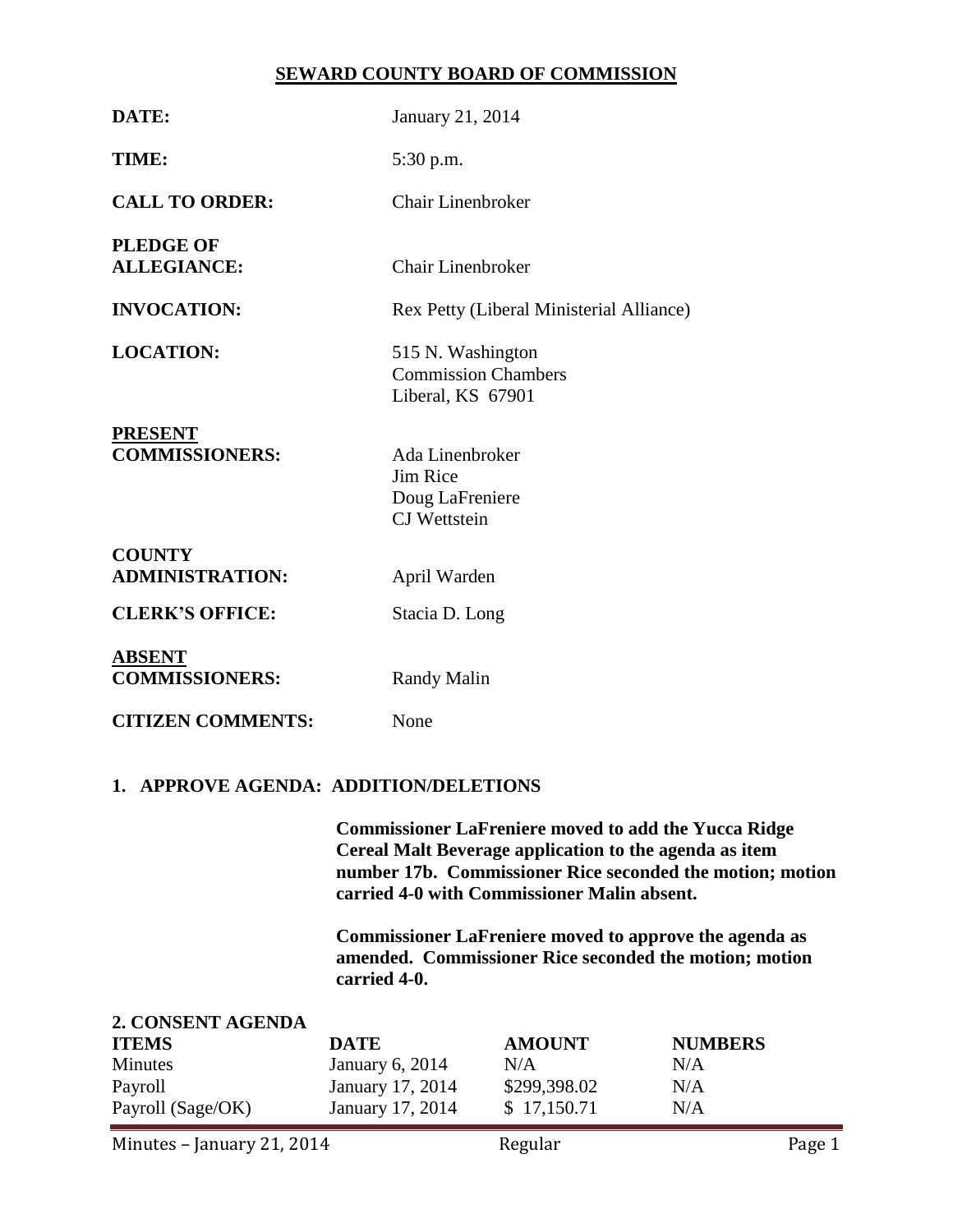## SEWARD COUNTY BOARD OF COMMISSION

**DATE:** January 21, 2014

**TIME:** 5:30 p.m.

**CALL TO ORDER:** Chair Linenbroker

**PLEDGE OF ALLEGIANCE:** Chair Linenbroker

**INVOCATION:** Rex Petty (Liberal Ministerial Alliance)

**LOCATION:** 515 N. Washington
Commission Chambers
Liberal, KS 67901

**PRESENT COMMISSIONERS:** Ada Linenbroker
Jim Rice
Doug LaFreniere
CJ Wettstein

**COUNTY ADMINISTRATION:** April Warden

**CLERK'S OFFICE:** Stacia D. Long

**ABSENT COMMISSIONERS:** Randy Malin

**CITIZEN COMMENTS:** None

### 1. APPROVE AGENDA: ADDITION/DELETIONS

**Commissioner LaFreniere moved to add the Yucca Ridge Cereal Malt Beverage application to the agenda as item number 17b. Commissioner Rice seconded the motion; motion carried 4-0 with Commissioner Malin absent.**

**Commissioner LaFreniere moved to approve the agenda as amended. Commissioner Rice seconded the motion; motion carried 4-0.**

### 2. CONSENT AGENDA

| ITEMS | DATE | AMOUNT | NUMBERS |
|---|---|---|---|
| Minutes | January 6, 2014 | N/A | N/A |
| Payroll | January 17, 2014 | $299,398.02 | N/A |
| Payroll (Sage/OK) | January 17, 2014 | $ 17,150.71 | N/A |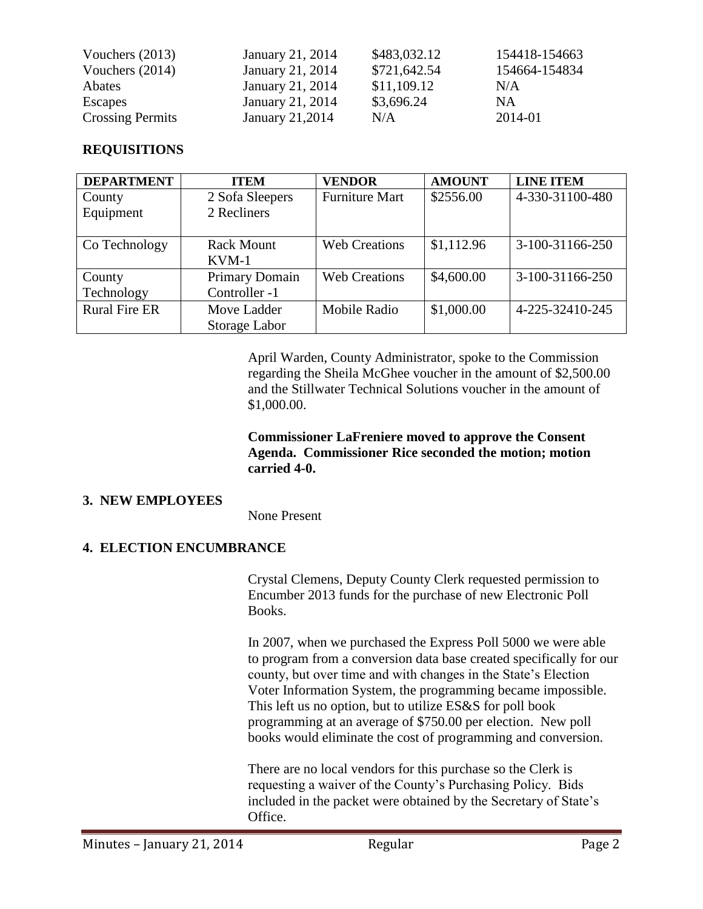| | | | |
|---|---|---|---|
| Vouchers (2013) | January 21, 2014 | \$483,032.12 | 154418-154663 |
| Vouchers (2014) | January 21, 2014 | \$721,642.54 | 154664-154834 |
| Abates | January 21, 2014 | \$11,109.12 | N/A |
| Escapes | January 21, 2014 | \$3,696.24 | NA |
| Crossing Permits | January 21,2014 | N/A | 2014-01 |

## REQUISITIONS

| DEPARTMENT | ITEM | VENDOR | AMOUNT | LINE ITEM |
|---|---|---|---|---|
| County Equipment | 2 Sofa Sleepers 2 Recliners | Furniture Mart | \$2556.00 | 4-330-31100-480 |
| Co Technology | Rack Mount KVM-1 | Web Creations | \$1,112.96 | 3-100-31166-250 |
| County Technology | Primary Domain Controller -1 | Web Creations | \$4,600.00 | 3-100-31166-250 |
| Rural Fire ER | Move Ladder Storage Labor | Mobile Radio | \$1,000.00 | 4-225-32410-245 |

April Warden, County Administrator, spoke to the Commission regarding the Sheila McGhee voucher in the amount of \$2,500.00 and the Stillwater Technical Solutions voucher in the amount of \$1,000.00.

**Commissioner LaFreniere moved to approve the Consent Agenda. Commissioner Rice seconded the motion; motion carried 4-0.**

## 3. NEW EMPLOYEES

None Present

## 4. ELECTION ENCUMBRANCE

Crystal Clemens, Deputy County Clerk requested permission to Encumber 2013 funds for the purchase of new Electronic Poll Books.

In 2007, when we purchased the Express Poll 5000 we were able to program from a conversion data base created specifically for our county, but over time and with changes in the State's Election Voter Information System, the programming became impossible. This left us no option, but to utilize ES&S for poll book programming at an average of \$750.00 per election. New poll books would eliminate the cost of programming and conversion.

There are no local vendors for this purchase so the Clerk is requesting a waiver of the County's Purchasing Policy. Bids included in the packet were obtained by the Secretary of State's Office.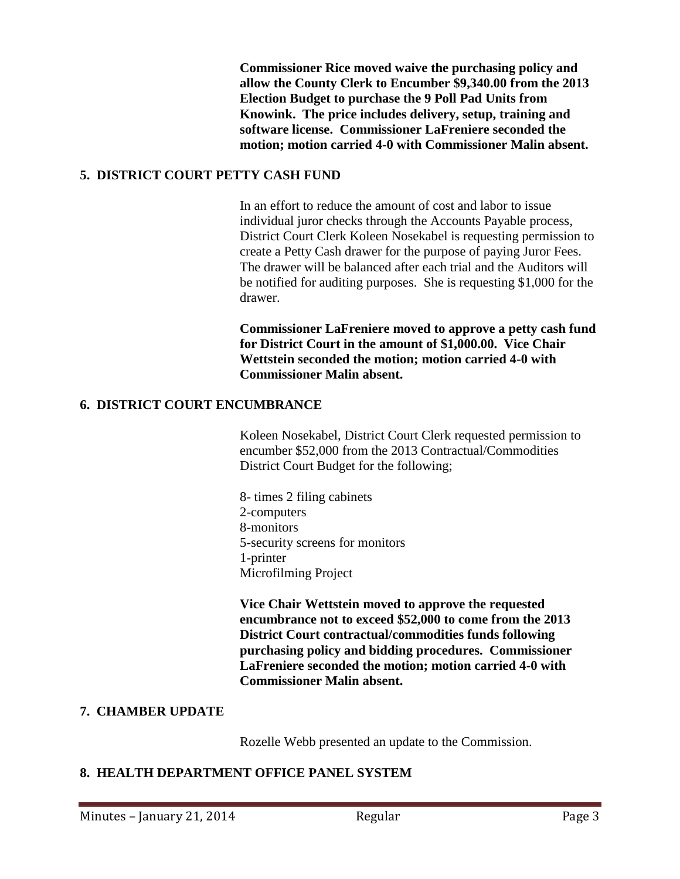**Commissioner Rice moved waive the purchasing policy and allow the County Clerk to Encumber $9,340.00 from the 2013 Election Budget to purchase the 9 Poll Pad Units from Knowink. The price includes delivery, setup, training and software license. Commissioner LaFreniere seconded the motion; motion carried 4-0 with Commissioner Malin absent.**

## 5. DISTRICT COURT PETTY CASH FUND

In an effort to reduce the amount of cost and labor to issue individual juror checks through the Accounts Payable process, District Court Clerk Koleen Nosekabel is requesting permission to create a Petty Cash drawer for the purpose of paying Juror Fees. The drawer will be balanced after each trial and the Auditors will be notified for auditing purposes. She is requesting $1,000 for the drawer.

**Commissioner LaFreniere moved to approve a petty cash fund for District Court in the amount of $1,000.00. Vice Chair Wettstein seconded the motion; motion carried 4-0 with Commissioner Malin absent.**

## 6. DISTRICT COURT ENCUMBRANCE

Koleen Nosekabel, District Court Clerk requested permission to encumber $52,000 from the 2013 Contractual/Commodities District Court Budget for the following;

8- times 2 filing cabinets
2-computers
8-monitors
5-security screens for monitors
1-printer
Microfilming Project

**Vice Chair Wettstein moved to approve the requested encumbrance not to exceed $52,000 to come from the 2013 District Court contractual/commodities funds following purchasing policy and bidding procedures. Commissioner LaFreniere seconded the motion; motion carried 4-0 with Commissioner Malin absent.**

## 7. CHAMBER UPDATE

Rozelle Webb presented an update to the Commission.

## 8. HEALTH DEPARTMENT OFFICE PANEL SYSTEM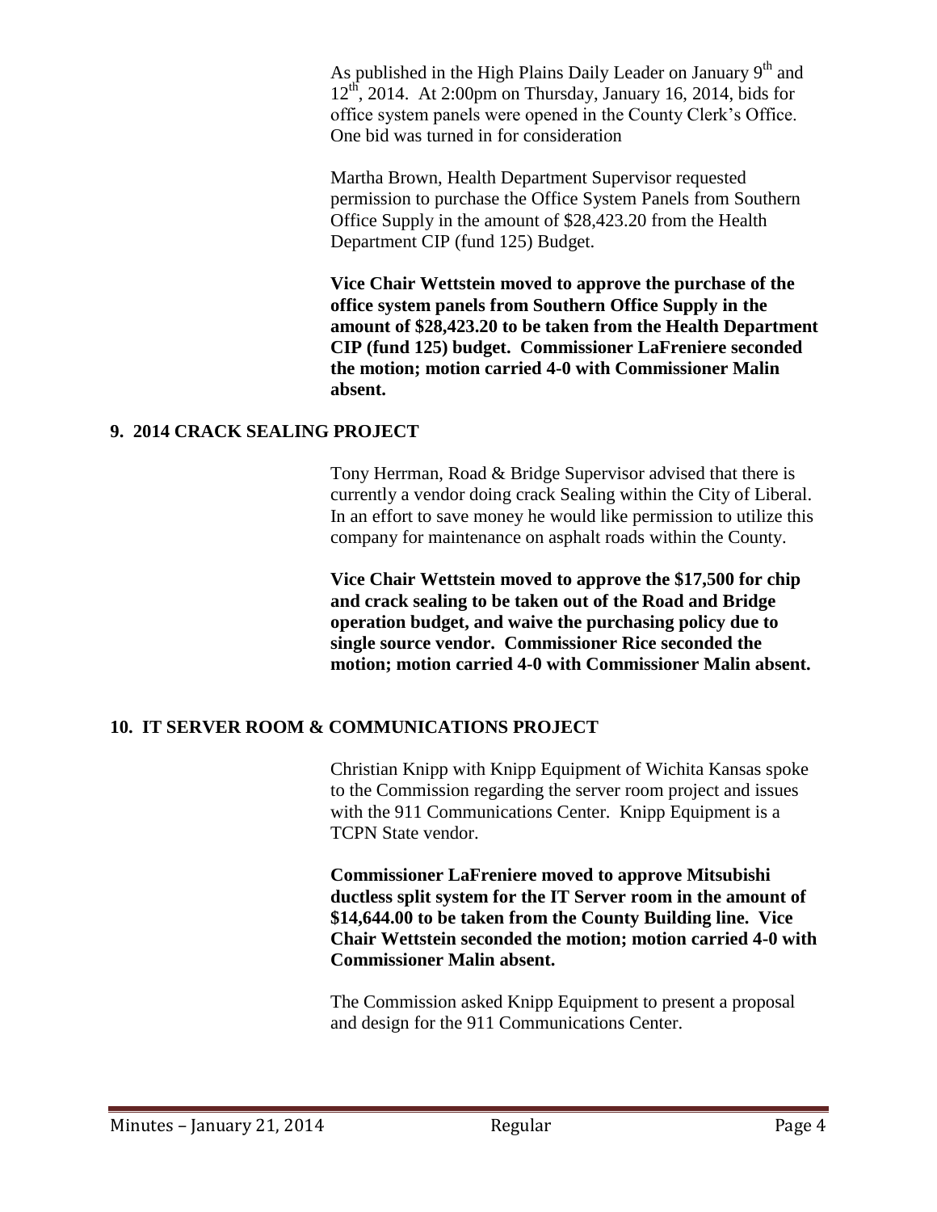As published in the High Plains Daily Leader on January 9th and 12th, 2014. At 2:00pm on Thursday, January 16, 2014, bids for office system panels were opened in the County Clerk's Office. One bid was turned in for consideration

Martha Brown, Health Department Supervisor requested permission to purchase the Office System Panels from Southern Office Supply in the amount of $28,423.20 from the Health Department CIP (fund 125) Budget.

**Vice Chair Wettstein moved to approve the purchase of the office system panels from Southern Office Supply in the amount of $28,423.20 to be taken from the Health Department CIP (fund 125) budget. Commissioner LaFreniere seconded the motion; motion carried 4-0 with Commissioner Malin absent.**

## 9. 2014 CRACK SEALING PROJECT

Tony Herrman, Road & Bridge Supervisor advised that there is currently a vendor doing crack Sealing within the City of Liberal. In an effort to save money he would like permission to utilize this company for maintenance on asphalt roads within the County.

**Vice Chair Wettstein moved to approve the $17,500 for chip and crack sealing to be taken out of the Road and Bridge operation budget, and waive the purchasing policy due to single source vendor. Commissioner Rice seconded the motion; motion carried 4-0 with Commissioner Malin absent.**

## 10. IT SERVER ROOM & COMMUNICATIONS PROJECT

Christian Knipp with Knipp Equipment of Wichita Kansas spoke to the Commission regarding the server room project and issues with the 911 Communications Center. Knipp Equipment is a TCPN State vendor.

**Commissioner LaFreniere moved to approve Mitsubishi ductless split system for the IT Server room in the amount of $14,644.00 to be taken from the County Building line. Vice Chair Wettstein seconded the motion; motion carried 4-0 with Commissioner Malin absent.**

The Commission asked Knipp Equipment to present a proposal and design for the 911 Communications Center.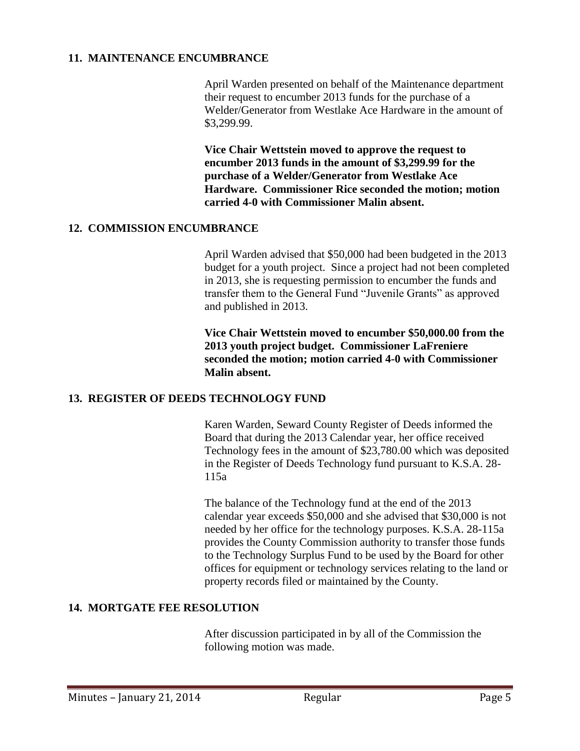## 11. MAINTENANCE ENCUMBRANCE

April Warden presented on behalf of the Maintenance department their request to encumber 2013 funds for the purchase of a Welder/Generator from Westlake Ace Hardware in the amount of $3,299.99.

**Vice Chair Wettstein moved to approve the request to encumber 2013 funds in the amount of $3,299.99 for the purchase of a Welder/Generator from Westlake Ace Hardware. Commissioner Rice seconded the motion; motion carried 4-0 with Commissioner Malin absent.**

## 12. COMMISSION ENCUMBRANCE

April Warden advised that $50,000 had been budgeted in the 2013 budget for a youth project. Since a project had not been completed in 2013, she is requesting permission to encumber the funds and transfer them to the General Fund "Juvenile Grants" as approved and published in 2013.

**Vice Chair Wettstein moved to encumber $50,000.00 from the 2013 youth project budget. Commissioner LaFreniere seconded the motion; motion carried 4-0 with Commissioner Malin absent.**

## 13. REGISTER OF DEEDS TECHNOLOGY FUND

Karen Warden, Seward County Register of Deeds informed the Board that during the 2013 Calendar year, her office received Technology fees in the amount of $23,780.00 which was deposited in the Register of Deeds Technology fund pursuant to K.S.A. 28-115a

The balance of the Technology fund at the end of the 2013 calendar year exceeds $50,000 and she advised that $30,000 is not needed by her office for the technology purposes. K.S.A. 28-115a provides the County Commission authority to transfer those funds to the Technology Surplus Fund to be used by the Board for other offices for equipment or technology services relating to the land or property records filed or maintained by the County.

## 14. MORTGATE FEE RESOLUTION

After discussion participated in by all of the Commission the following motion was made.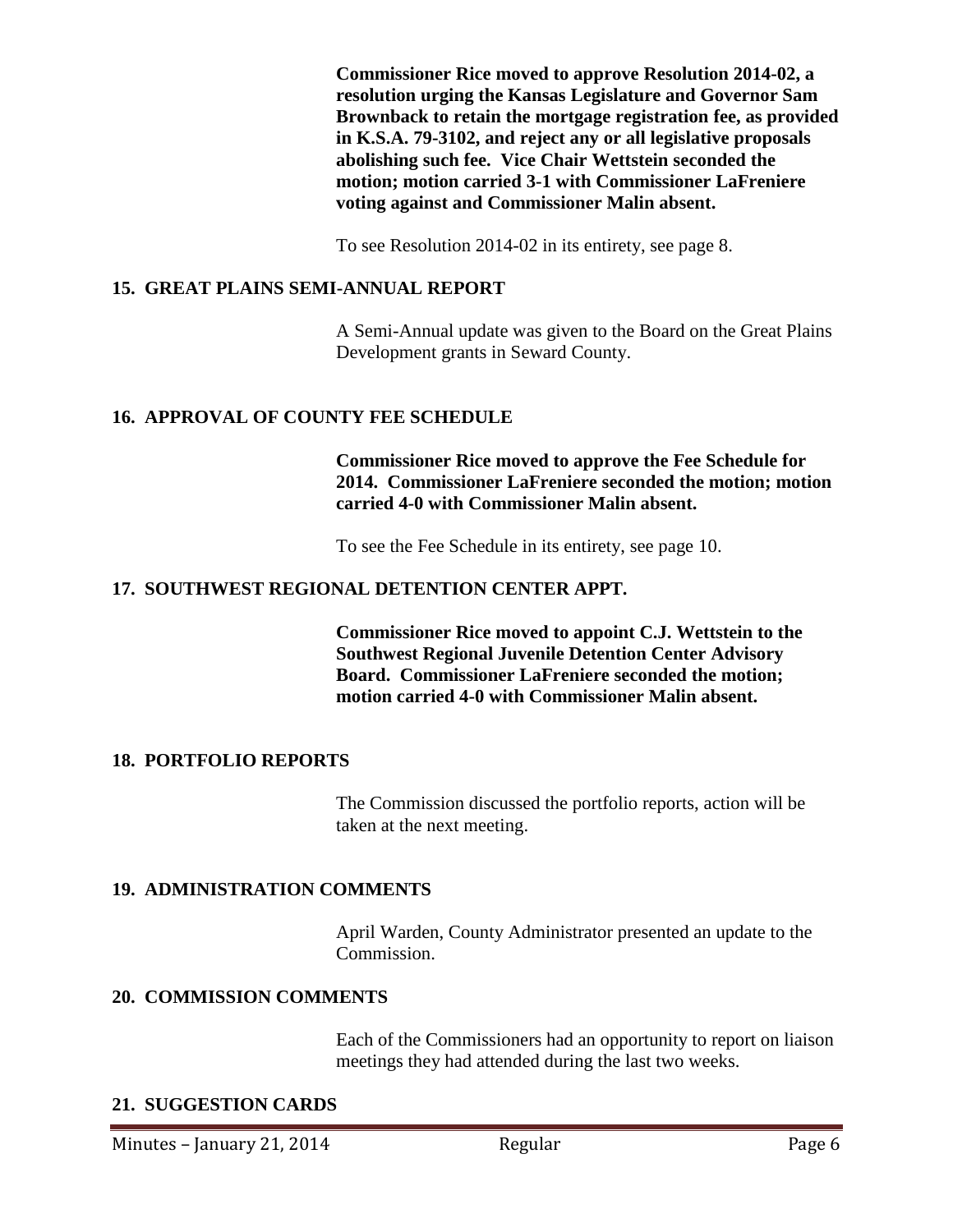**Commissioner Rice moved to approve Resolution 2014-02, a resolution urging the Kansas Legislature and Governor Sam Brownback to retain the mortgage registration fee, as provided in K.S.A. 79-3102, and reject any or all legislative proposals abolishing such fee. Vice Chair Wettstein seconded the motion; motion carried 3-1 with Commissioner LaFreniere voting against and Commissioner Malin absent.**

To see Resolution 2014-02 in its entirety, see page 8.

## 15. GREAT PLAINS SEMI-ANNUAL REPORT

A Semi-Annual update was given to the Board on the Great Plains Development grants in Seward County.

## 16. APPROVAL OF COUNTY FEE SCHEDULE

**Commissioner Rice moved to approve the Fee Schedule for 2014. Commissioner LaFreniere seconded the motion; motion carried 4-0 with Commissioner Malin absent.**

To see the Fee Schedule in its entirety, see page 10.

## 17. SOUTHWEST REGIONAL DETENTION CENTER APPT.

**Commissioner Rice moved to appoint C.J. Wettstein to the Southwest Regional Juvenile Detention Center Advisory Board. Commissioner LaFreniere seconded the motion; motion carried 4-0 with Commissioner Malin absent.**

## 18. PORTFOLIO REPORTS

The Commission discussed the portfolio reports, action will be taken at the next meeting.

## 19. ADMINISTRATION COMMENTS

April Warden, County Administrator presented an update to the Commission.

## 20. COMMISSION COMMENTS

Each of the Commissioners had an opportunity to report on liaison meetings they had attended during the last two weeks.

## 21. SUGGESTION CARDS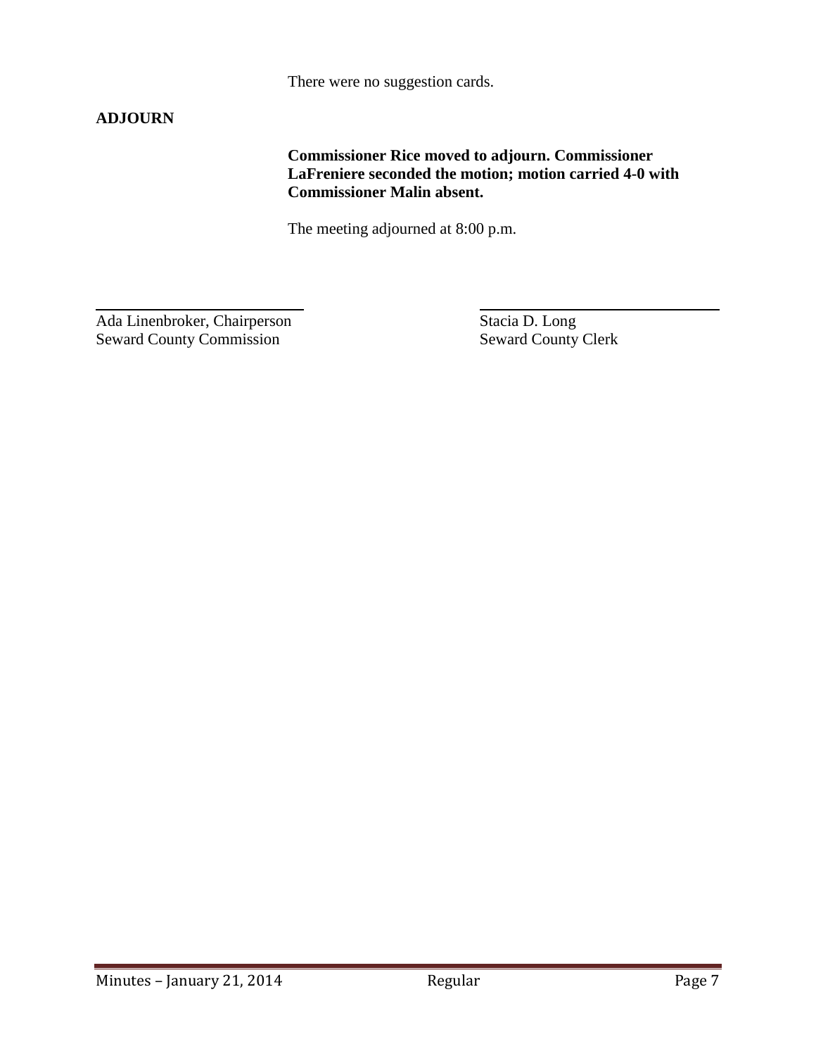There were no suggestion cards.

**ADJOURN**

**Commissioner Rice moved to adjourn. Commissioner LaFreniere seconded the motion; motion carried 4-0 with Commissioner Malin absent.**

The meeting adjourned at 8:00 p.m.

\_\_\_\_\_\_\_\_\_\_\_\_\_\_\_\_\_\_\_\_\_\_\_\_\_\_\_\_\_\_
Ada Linenbroker, Chairperson
Seward County Commission

\_\_\_\_\_\_\_\_\_\_\_\_\_\_\_\_\_\_\_\_\_\_\_\_\_\_\_\_\_\_
Stacia D. Long
Seward County Clerk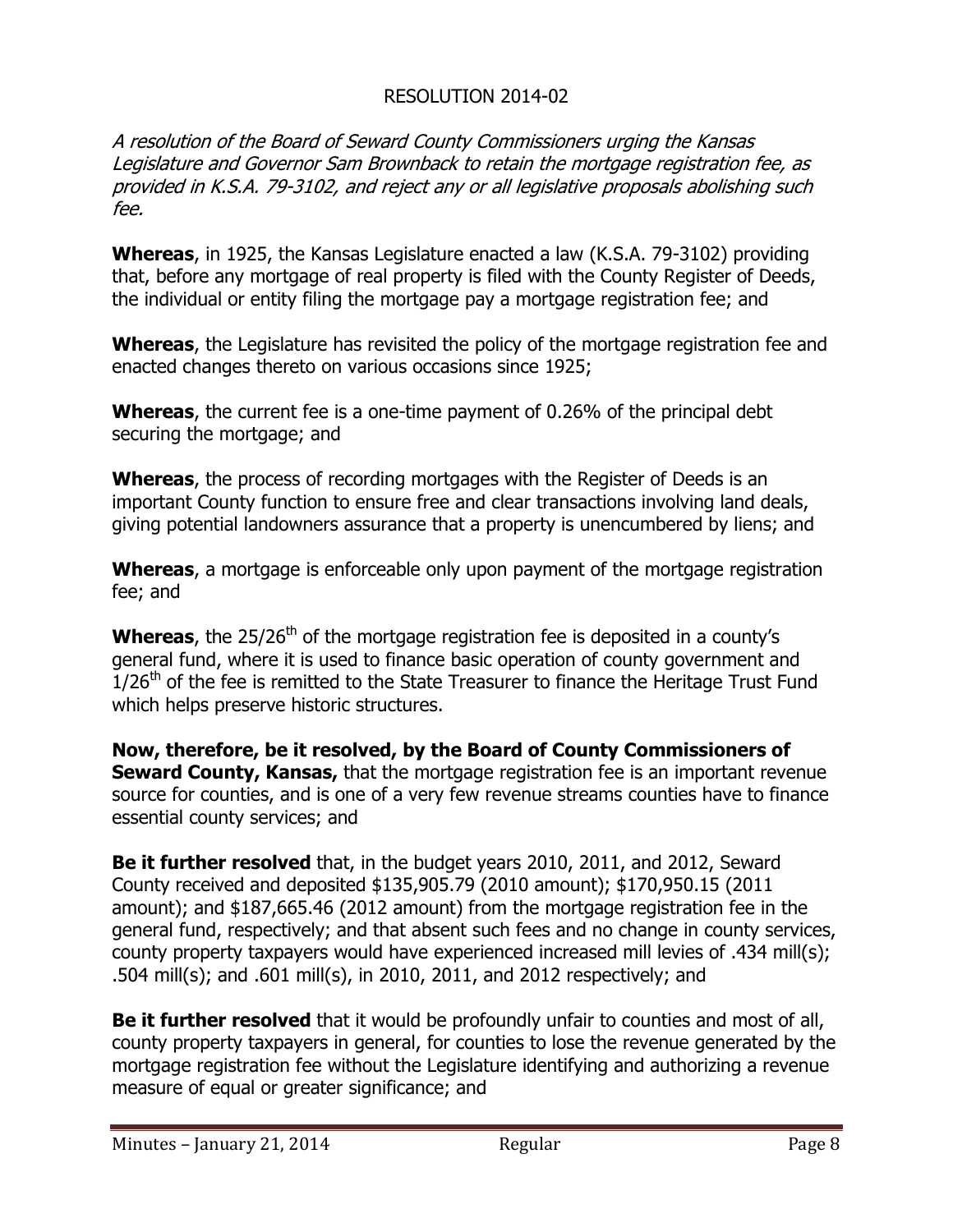RESOLUTION 2014-02

*A resolution of the Board of Seward County Commissioners urging the Kansas Legislature and Governor Sam Brownback to retain the mortgage registration fee, as provided in K.S.A. 79-3102, and reject any or all legislative proposals abolishing such fee.*

**Whereas**, in 1925, the Kansas Legislature enacted a law (K.S.A. 79-3102) providing that, before any mortgage of real property is filed with the County Register of Deeds, the individual or entity filing the mortgage pay a mortgage registration fee; and

**Whereas**, the Legislature has revisited the policy of the mortgage registration fee and enacted changes thereto on various occasions since 1925;

**Whereas**, the current fee is a one-time payment of 0.26% of the principal debt securing the mortgage; and

**Whereas**, the process of recording mortgages with the Register of Deeds is an important County function to ensure free and clear transactions involving land deals, giving potential landowners assurance that a property is unencumbered by liens; and

**Whereas**, a mortgage is enforceable only upon payment of the mortgage registration fee; and

**Whereas**, the 25/26th of the mortgage registration fee is deposited in a county's general fund, where it is used to finance basic operation of county government and 1/26th of the fee is remitted to the State Treasurer to finance the Heritage Trust Fund which helps preserve historic structures.

**Now, therefore, be it resolved, by the Board of County Commissioners of Seward County, Kansas,** that the mortgage registration fee is an important revenue source for counties, and is one of a very few revenue streams counties have to finance essential county services; and

**Be it further resolved** that, in the budget years 2010, 2011, and 2012, Seward County received and deposited $135,905.79 (2010 amount); $170,950.15 (2011 amount); and $187,665.46 (2012 amount) from the mortgage registration fee in the general fund, respectively; and that absent such fees and no change in county services, county property taxpayers would have experienced increased mill levies of .434 mill(s); .504 mill(s); and .601 mill(s), in 2010, 2011, and 2012 respectively; and

**Be it further resolved** that it would be profoundly unfair to counties and most of all, county property taxpayers in general, for counties to lose the revenue generated by the mortgage registration fee without the Legislature identifying and authorizing a revenue measure of equal or greater significance; and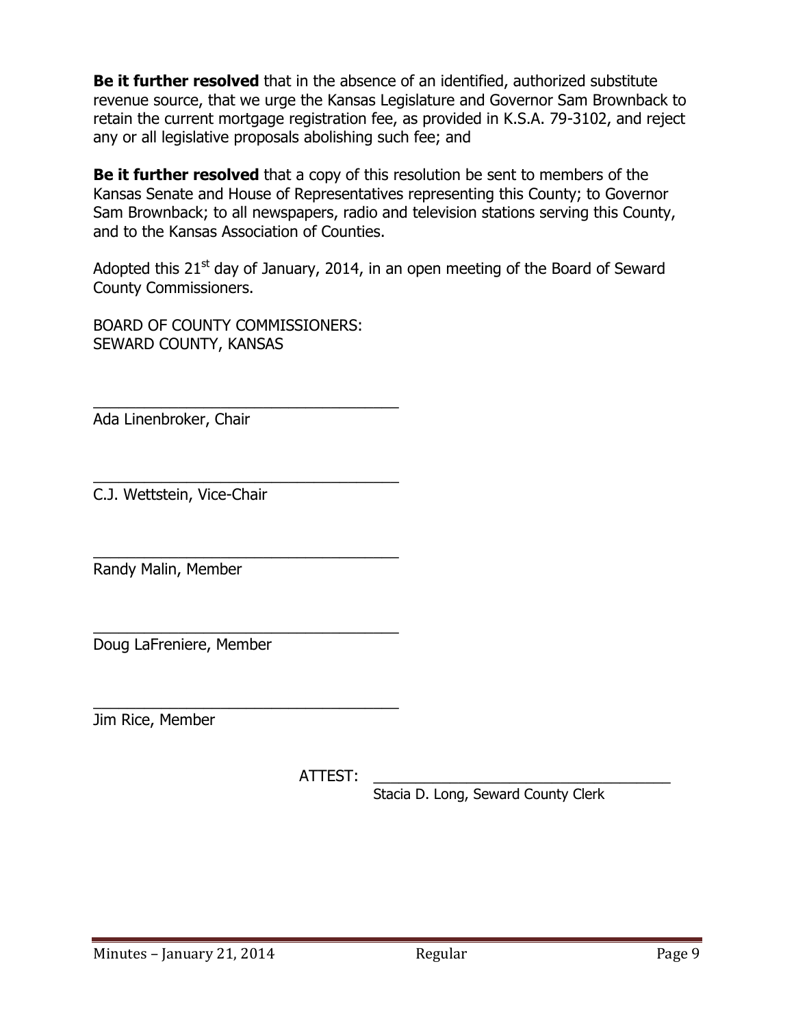**Be it further resolved** that in the absence of an identified, authorized substitute revenue source, that we urge the Kansas Legislature and Governor Sam Brownback to retain the current mortgage registration fee, as provided in K.S.A. 79-3102, and reject any or all legislative proposals abolishing such fee; and

**Be it further resolved** that a copy of this resolution be sent to members of the Kansas Senate and House of Representatives representing this County; to Governor Sam Brownback; to all newspapers, radio and television stations serving this County, and to the Kansas Association of Counties.

Adopted this 21st day of January, 2014, in an open meeting of the Board of Seward County Commissioners.

BOARD OF COUNTY COMMISSIONERS:
SEWARD COUNTY, KANSAS

____________________________________
Ada Linenbroker, Chair

____________________________________
C.J. Wettstein, Vice-Chair

____________________________________
Randy Malin, Member

____________________________________
Doug LaFreniere, Member

____________________________________
Jim Rice, Member

ATTEST: ____________________________________
Stacia D. Long, Seward County Clerk